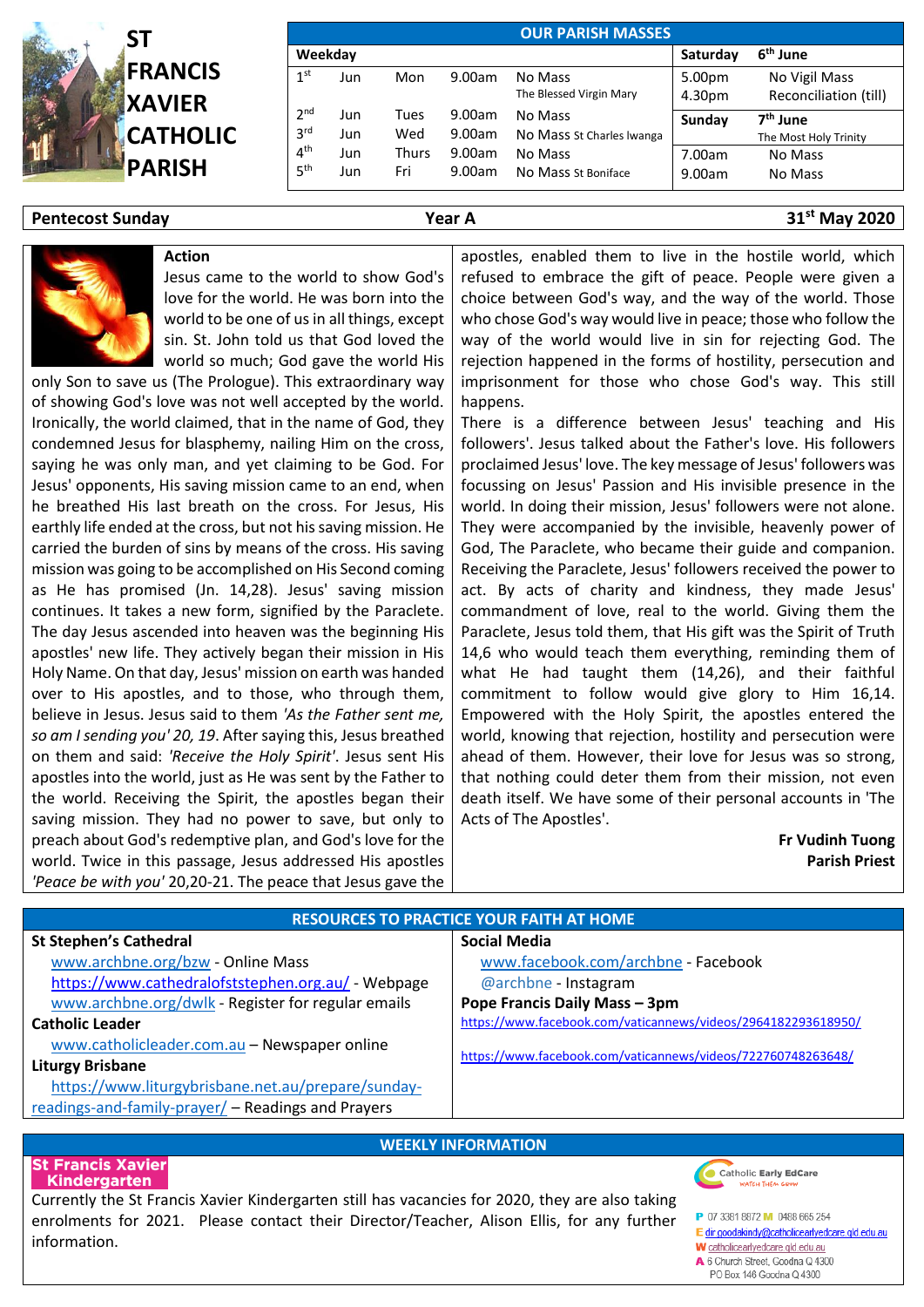# ST FRANCIS XAVIER CATHOLIC PARISH

| OUR PARISH MASSES | | | | | | |
|---|---|---|---|---|---|---|
| **Weekday** | | | | | **Saturday** | **6th June** |
| 1st | Jun | Mon | 9.00am | No Mass The Blessed Virgin Mary | 5.00pm | No Vigil Mass |
| | | | | | 4.30pm | Reconciliation (till) |
| 2nd | Jun | Tues | 9.00am | No Mass | **Sunday** | **7th June** The Most Holy Trinity |
| 3rd | Jun | Wed | 9.00am | No Mass St Charles lwanga | | |
| 4th | Jun | Thurs | 9.00am | No Mass | 7.00am | No Mass |
| 5th | Jun | Fri | 9.00am | No Mass St Boniface | 9.00am | No Mass |

**Pentecost Sunday** **Year A** **31st May 2020**

**Action**

Jesus came to the world to show God's love for the world. He was born into the world to be one of us in all things, except sin. St. John told us that God loved the world so much; God gave the world His only Son to save us (The Prologue). This extraordinary way of showing God's love was not well accepted by the world. Ironically, the world claimed, that in the name of God, they condemned Jesus for blasphemy, nailing Him on the cross, saying he was only man, and yet claiming to be God. For Jesus' opponents, His saving mission came to an end, when he breathed His last breath on the cross. For Jesus, His earthly life ended at the cross, but not his saving mission. He carried the burden of sins by means of the cross. His saving mission was going to be accomplished on His Second coming as He has promised (Jn. 14,28). Jesus' saving mission continues. It takes a new form, signified by the Paraclete. The day Jesus ascended into heaven was the beginning His apostles' new life. They actively began their mission in His Holy Name. On that day, Jesus' mission on earth was handed over to His apostles, and to those, who through them, believe in Jesus. Jesus said to them *'As the Father sent me, so am I sending you' 20, 19*. After saying this, Jesus breathed on them and said: *'Receive the Holy Spirit'*. Jesus sent His apostles into the world, just as He was sent by the Father to the world. Receiving the Spirit, the apostles began their saving mission. They had no power to save, but only to preach about God's redemptive plan, and God's love for the world. Twice in this passage, Jesus addressed His apostles *'Peace be with you'* 20,20-21. The peace that Jesus gave the apostles, enabled them to live in the hostile world, which refused to embrace the gift of peace. People were given a choice between God's way, and the way of the world. Those who chose God's way would live in peace; those who follow the way of the world would live in sin for rejecting God. The rejection happened in the forms of hostility, persecution and imprisonment for those who chose God's way. This still happens.

There is a difference between Jesus' teaching and His followers'. Jesus talked about the Father's love. His followers proclaimed Jesus' love. The key message of Jesus' followers was focussing on Jesus' Passion and His invisible presence in the world. In doing their mission, Jesus' followers were not alone. They were accompanied by the invisible, heavenly power of God, The Paraclete, who became their guide and companion. Receiving the Paraclete, Jesus' followers received the power to act. By acts of charity and kindness, they made Jesus' commandment of love, real to the world. Giving them the Paraclete, Jesus told them, that His gift was the Spirit of Truth 14,6 who would teach them everything, reminding them of what He had taught them (14,26), and their faithful commitment to follow would give glory to Him 16,14. Empowered with the Holy Spirit, the apostles entered the world, knowing that rejection, hostility and persecution were ahead of them. However, their love for Jesus was so strong, that nothing could deter them from their mission, not even death itself. We have some of their personal accounts in 'The Acts of The Apostles'.

**Fr Vudinh Tuong**
**Parish Priest**

## RESOURCES TO PRACTICE YOUR FAITH AT HOME

**St Stephen's Cathedral**
- www.archbne.org/bzw - Online Mass
- https://www.cathedralofststephen.org.au/ - Webpage
- www.archbne.org/dwlk - Register for regular emails

**Catholic Leader**
- www.catholicleader.com.au – Newspaper online

**Liturgy Brisbane**
- https://www.liturgybrisbane.net.au/prepare/sunday-readings-and-family-prayer/ – Readings and Prayers

**Social Media**
- www.facebook.com/archbne - Facebook
- @archbne - Instagram

**Pope Francis Daily Mass – 3pm**
- https://www.facebook.com/vaticannews/videos/2964182293618950/
- https://www.facebook.com/vaticannews/videos/722760748263648/

## WEEKLY INFORMATION

**St Francis Xavier Kindergarten**

Currently the St Francis Xavier Kindergarten still has vacancies for 2020, they are also taking enrolments for 2021. Please contact their Director/Teacher, Alison Ellis, for any further information.

Catholic Early EdCare – Watch Them Grow
P 07 3381 8872 M 0488 665 254
E dir.goodakindy@catholicearlyedcare.qld.edu.au
W catholicearlyedcare.qld.edu.au
A 6 Church Street, Goodna Q 4300
PO Box 146 Goodna Q 4300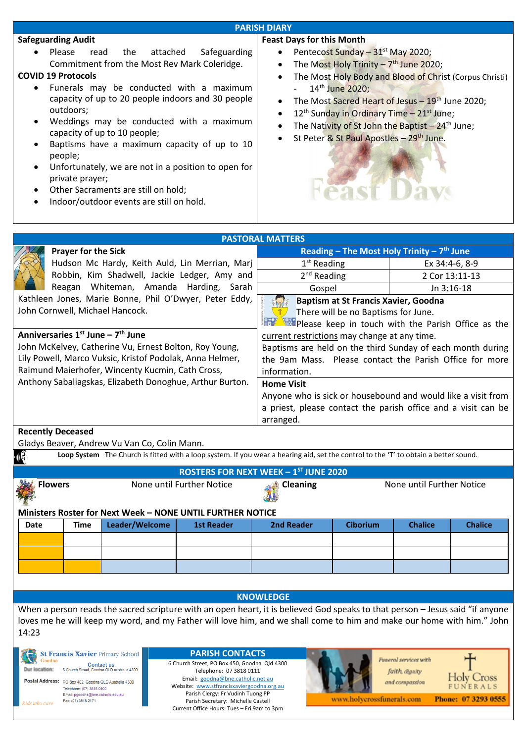## PARISH DIARY

### Safeguarding Audit

- Please read the attached Safeguarding Commitment from the Most Rev Mark Coleridge.

### COVID 19 Protocols

- Funerals may be conducted with a maximum capacity of up to 20 people indoors and 30 people outdoors;
- Weddings may be conducted with a maximum capacity of up to 10 people;
- Baptisms have a maximum capacity of up to 10 people;
- Unfortunately, we are not in a position to open for private prayer;
- Other Sacraments are still on hold;
- Indoor/outdoor events are still on hold.

### Feast Days for this Month

- Pentecost Sunday – 31st May 2020;
- The Most Holy Trinity – 7th June 2020;
- The Most Holy Body and Blood of Christ (Corpus Christi) - 14th June 2020;
- The Most Sacred Heart of Jesus – 19th June 2020;
- 12th Sunday in Ordinary Time – 21st June;
- The Nativity of St John the Baptist – 24th June;
- St Peter & St Paul Apostles – 29th June.

Feast Days

## PASTORAL MATTERS

### Prayer for the Sick

Hudson Mc Hardy, Keith Auld, Lin Merrian, Marj Robbin, Kim Shadwell, Jackie Ledger, Amy and Reagan Whiteman, Amanda Harding, Sarah Kathleen Jones, Marie Bonne, Phil O'Dwyer, Peter Eddy, John Cornwell, Michael Hancock.

### Anniversaries 1st June – 7th June

John McKelvey, Catherine Vu, Ernest Bolton, Roy Young, Lily Powell, Marco Vuksic, Kristof Podolak, Anna Helmer, Raimund Maierhofer, Wincenty Kucmin, Cath Cross, Anthony Sabaliagskas, Elizabeth Donoghue, Arthur Burton.

| Reading – The Most Holy Trinity – 7th June | |
|---|---|
| 1st Reading | Ex 34:4-6, 8-9 |
| 2nd Reading | 2 Cor 13:11-13 |
| Gospel | Jn 3:16-18 |

### Baptism at St Francis Xavier, Goodna

There will be no Baptisms for June.

Please keep in touch with the Parish Office as the current restrictions may change at any time.

Baptisms are held on the third Sunday of each month during the 9am Mass. Please contact the Parish Office for more information.

### Home Visit

Anyone who is sick or housebound and would like a visit from a priest, please contact the parish office and a visit can be arranged.

### Recently Deceased

Gladys Beaver, Andrew Vu Van Co, Colin Mann.

**Loop System** The Church is fitted with a loop system. If you wear a hearing aid, set the control to the 'T' to obtain a better sound.

## ROSTERS FOR NEXT WEEK – 1ST JUNE 2020

**Flowers** None until Further Notice

**Cleaning** None until Further Notice

### Ministers Roster for Next Week – NONE UNTIL FURTHER NOTICE

| Date | Time | Leader/Welcome | 1st Reader | 2nd Reader | Ciborium | Chalice | Chalice |
|---|---|---|---|---|---|---|---|
| | | | | | | | |
| | | | | | | | |
| | | | | | | | |

## KNOWLEDGE

When a person reads the sacred scripture with an open heart, it is believed God speaks to that person – Jesus said "if anyone loves me he will keep my word, and my Father will love him, and we shall come to him and make our home with him." John 14:23

**St Francis Xavier Primary School** Goodna

Our location: Contact us
6 Church Street, Goodna QLD Australia 4300

Postal Address: PO Box 402, Goodna QLD Australia 4300
Telephone: (07) 3818 0100
Email: pgoodna@bne.catholic.edu.au
Fax: (07) 3818 2171

Kids who care

## PARISH CONTACTS

6 Church Street, PO Box 450, Goodna Qld 4300
Telephone: 07 3818 0111
Email: goodna@bne.catholic.net.au
Website: www.stfrancisxaviergoodna.org.au
Parish Clergy: Fr Vudinh Tuong PP
Parish Secretary: Michelle Castell
Current Office Hours: Tues – Fri 9am to 3pm

Funeral services with faith, dignity and compassion

Holy Cross FUNERALS

www.holycrossfunerals.com Phone: 07 3293 0555